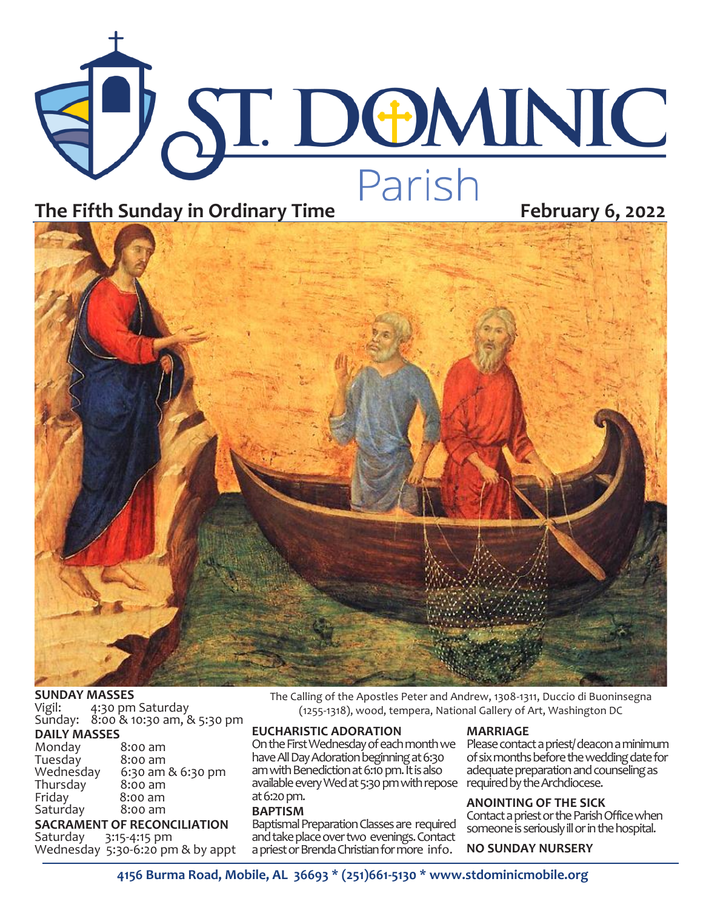# ST. DOMINIC Parish

**The Fifth Sunday in Ordinary Time** **February 6, 2022**

The Calling of the Apostles Peter and Andrew, 1308-1311, Duccio di Buoninsegna (1255-1318), wood, tempera, National Gallery of Art, Washington DC

**SUNDAY MASSES**
Vigil: 4:30 pm Saturday
Sunday: 8:00 & 10:30 am, & 5:30 pm

**DAILY MASSES**
Monday 8:00 am
Tuesday 8:00 am
Wednesday 6:30 am & 6:30 pm
Thursday 8:00 am
Friday 8:00 am
Saturday 8:00 am

**SACRAMENT OF RECONCILIATION**
Saturday 3:15-4:15 pm
Wednesday 5:30-6:20 pm & by appt

**EUCHARISTIC ADORATION**
On the First Wednesday of each month we have All Day Adoration beginning at 6:30 am with Benediction at 6:10 pm. It is also available every Wed at 5:30 pm with repose at 6:20 pm.

**BAPTISM**
Baptismal Preparation Classes are required and take place over two evenings. Contact a priest or Brenda Christian for more info.

**MARRIAGE**
Please contact a priest/deacon a minimum of six months before the wedding date for adequate preparation and counseling as required by the Archdiocese.

**ANOINTING OF THE SICK**
Contact a priest or the Parish Office when someone is seriously ill or in the hospital.

**NO SUNDAY NURSERY**

**4156 Burma Road, Mobile, AL 36693 * (251)661-5130 * www.stdominicmobile.org**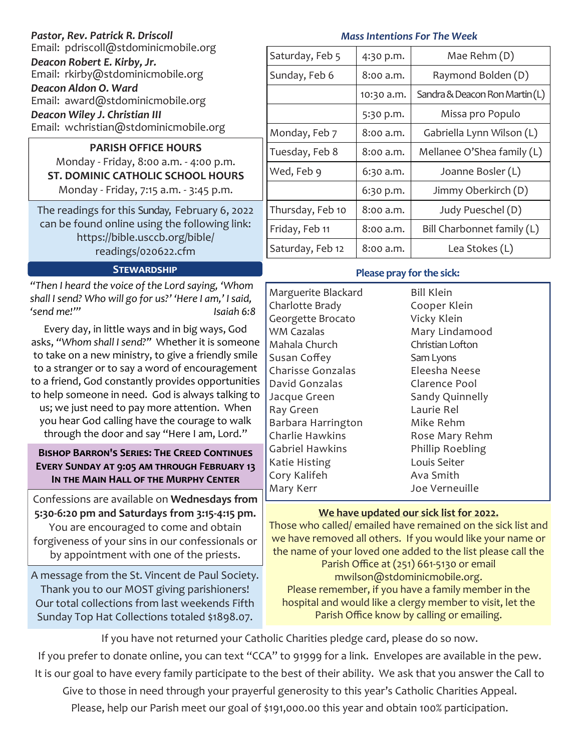***Pastor, Rev. Patrick R. Driscoll***
Email: pdriscoll@stdominicmobile.org

***Deacon Robert E. Kirby, Jr.***
Email: rkirby@stdominicmobile.org

***Deacon Aldon O. Ward***
Email: award@stdominicmobile.org

***Deacon Wiley J. Christian III***
Email: wchristian@stdominicmobile.org

**PARISH OFFICE HOURS**
Monday - Friday, 8:00 a.m. - 4:00 p.m.

**ST. DOMINIC CATHOLIC SCHOOL HOURS**
Monday - Friday, 7:15 a.m. - 3:45 p.m.

The readings for this Sunday, February 6, 2022 can be found online using the following link: https://bible.usccb.org/bible/readings/020622.cfm

## STEWARDSHIP

*"Then I heard the voice of the Lord saying, 'Whom shall I send? Who will go for us?' 'Here I am,' I said, 'send me!'"* Isaiah 6:8

Every day, in little ways and in big ways, God asks, *"Whom shall I send?"* Whether it is someone to take on a new ministry, to give a friendly smile to a stranger or to say a word of encouragement to a friend, God constantly provides opportunities to help someone in need. God is always talking to us; we just need to pay more attention. When you hear God calling have the courage to walk through the door and say "Here I am, Lord."

**BISHOP BARRON'S SERIES: THE CREED CONTINUES EVERY SUNDAY AT 9:05 AM THROUGH FEBRUARY 13 IN THE MAIN HALL OF THE MURPHY CENTER**

Confessions are available on **Wednesdays from 5:30-6:20 pm and Saturdays from 3:15-4:15 pm.** You are encouraged to come and obtain forgiveness of your sins in our confessionals or by appointment with one of the priests.

A message from the St. Vincent de Paul Society. Thank you to our MOST giving parishioners! Our total collections from last weekends Fifth Sunday Top Hat Collections totaled $1898.07.

### *Mass Intentions For The Week*

| | | |
|---|---|---|
| Saturday, Feb 5 | 4:30 p.m. | Mae Rehm (D) |
| Sunday, Feb 6 | 8:00 a.m. | Raymond Bolden (D) |
| | 10:30 a.m. | Sandra & Deacon Ron Martin (L) |
| | 5:30 p.m. | Missa pro Populo |
| Monday, Feb 7 | 8:00 a.m. | Gabriella Lynn Wilson (L) |
| Tuesday, Feb 8 | 8:00 a.m. | Mellanee O'Shea family (L) |
| Wed, Feb 9 | 6:30 a.m. | Joanne Bosler (L) |
| | 6:30 p.m. | Jimmy Oberkirch (D) |
| Thursday, Feb 10 | 8:00 a.m. | Judy Pueschel (D) |
| Friday, Feb 11 | 8:00 a.m. | Bill Charbonnet family (L) |
| Saturday, Feb 12 | 8:00 a.m. | Lea Stokes (L) |

### Please pray for the sick:

Marguerite Blackard
Charlotte Brady
Georgette Brocato
WM Cazalas
Mahala Church
Susan Coffey
Charisse Gonzalas
David Gonzalas
Jacque Green
Ray Green
Barbara Harrington
Charlie Hawkins
Gabriel Hawkins
Katie Histing
Cory Kalifeh
Mary Kerr
Bill Klein
Cooper Klein
Vicky Klein
Mary Lindamood
Christian Lofton
Sam Lyons
Eleesha Neese
Clarence Pool
Sandy Quinnelly
Laurie Rel
Mike Rehm
Rose Mary Rehm
Phillip Roebling
Louis Seiter
Ava Smith
Joe Verneuille

**We have updated our sick list for 2022.**
Those who called/ emailed have remained on the sick list and we have removed all others. If you would like your name or the name of your loved one added to the list please call the Parish Office at (251) 661-5130 or email mwilson@stdominicmobile.org.
Please remember, if you have a family member in the hospital and would like a clergy member to visit, let the Parish Office know by calling or emailing.

If you have not returned your Catholic Charities pledge card, please do so now. If you prefer to donate online, you can text "CCA" to 91999 for a link. Envelopes are available in the pew. It is our goal to have every family participate to the best of their ability. We ask that you answer the Call to Give to those in need through your prayerful generosity to this year's Catholic Charities Appeal. Please, help our Parish meet our goal of $191,000.00 this year and obtain 100% participation.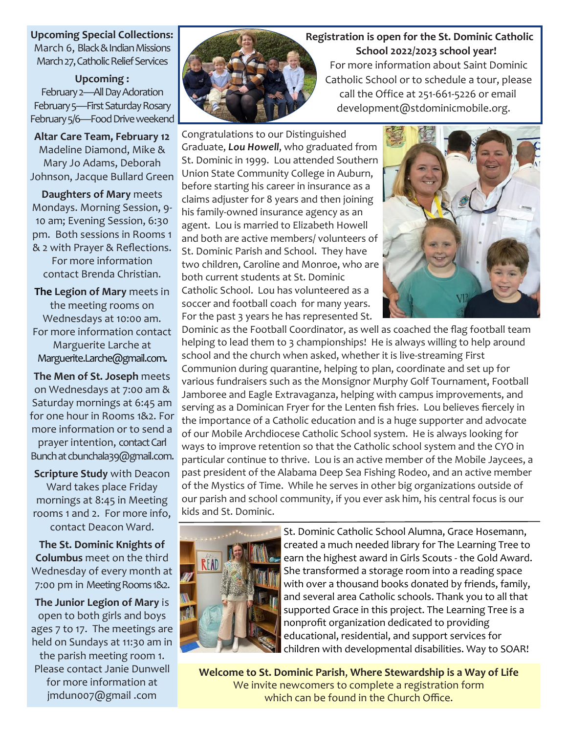**Upcoming Special Collections:**
March 6, Black & Indian Missions
March 27, Catholic Relief Services

**Upcoming :**
February 2—All Day Adoration
February 5—First Saturday Rosary
February 5/6—Food Drive weekend

**Altar Care Team, February 12**
Madeline Diamond, Mike & Mary Jo Adams, Deborah Johnson, Jacque Bullard Green

**Daughters of Mary** meets Mondays. Morning Session, 9-10 am; Evening Session, 6:30 pm. Both sessions in Rooms 1 & 2 with Prayer & Reflections. For more information contact Brenda Christian.

**The Legion of Mary** meets in the meeting rooms on Wednesdays at 10:00 am. For more information contact Marguerite Larche at Marguerite.Larche@gmail.com.

**The Men of St. Joseph** meets on Wednesdays at 7:00 am & Saturday mornings at 6:45 am for one hour in Rooms 1&2. For more information or to send a prayer intention, contact Carl Bunch at cbunchala39@gmail.com.

**Scripture Study** with Deacon Ward takes place Friday mornings at 8:45 in Meeting rooms 1 and 2. For more info, contact Deacon Ward.

**The St. Dominic Knights of Columbus** meet on the third Wednesday of every month at 7:00 pm in Meeting Rooms 1&2.

**The Junior Legion of Mary** is open to both girls and boys ages 7 to 17. The meetings are held on Sundays at 11:30 am in the parish meeting room 1. Please contact Janie Dunwell for more information at jmdun007@gmail .com

**Registration is open for the St. Dominic Catholic School 2022/2023 school year!**
For more information about Saint Dominic Catholic School or to schedule a tour, please call the Office at 251-661-5226 or email development@stdominicmobile.org.

Congratulations to our Distinguished Graduate, ***Lou Howell***, who graduated from St. Dominic in 1999. Lou attended Southern Union State Community College in Auburn, before starting his career in insurance as a claims adjuster for 8 years and then joining his family-owned insurance agency as an agent. Lou is married to Elizabeth Howell and both are active members/ volunteers of St. Dominic Parish and School. They have two children, Caroline and Monroe, who are both current students at St. Dominic Catholic School. Lou has volunteered as a soccer and football coach for many years. For the past 3 years he has represented St. Dominic as the Football Coordinator, as well as coached the flag football team helping to lead them to 3 championships! He is always willing to help around school and the church when asked, whether it is live-streaming First Communion during quarantine, helping to plan, coordinate and set up for various fundraisers such as the Monsignor Murphy Golf Tournament, Football Jamboree and Eagle Extravaganza, helping with campus improvements, and serving as a Dominican Fryer for the Lenten fish fries. Lou believes fiercely in the importance of a Catholic education and is a huge supporter and advocate of our Mobile Archdiocese Catholic School system. He is always looking for ways to improve retention so that the Catholic school system and the CYO in particular continue to thrive. Lou is an active member of the Mobile Jaycees, a past president of the Alabama Deep Sea Fishing Rodeo, and an active member of the Mystics of Time. While he serves in other big organizations outside of our parish and school community, if you ever ask him, his central focus is our kids and St. Dominic.

St. Dominic Catholic School Alumna, Grace Hosemann, created a much needed library for The Learning Tree to earn the highest award in Girls Scouts - the Gold Award. She transformed a storage room into a reading space with over a thousand books donated by friends, family, and several area Catholic schools. Thank you to all that supported Grace in this project. The Learning Tree is a nonprofit organization dedicated to providing educational, residential, and support services for children with developmental disabilities. Way to SOAR!

**Welcome to St. Dominic Parish**, **Where Stewardship is a Way of Life**
We invite newcomers to complete a registration form which can be found in the Church Office.